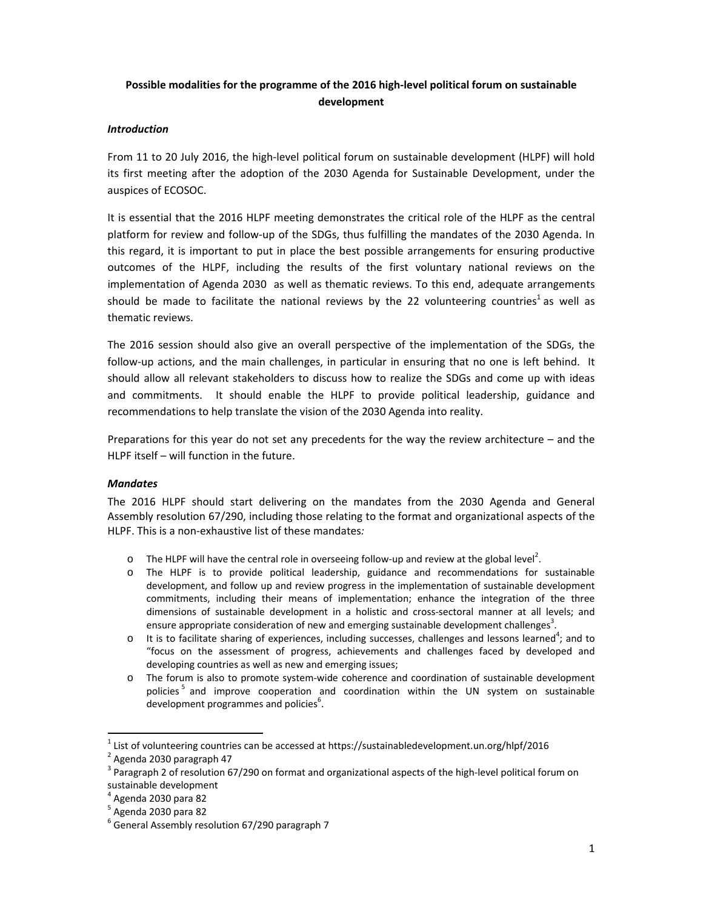**Possible modalities for the programme of the 2016 high-level political forum on sustainable development**

***Introduction***

From 11 to 20 July 2016, the high-level political forum on sustainable development (HLPF) will hold its first meeting after the adoption of the 2030 Agenda for Sustainable Development, under the auspices of ECOSOC.

It is essential that the 2016 HLPF meeting demonstrates the critical role of the HLPF as the central platform for review and follow-up of the SDGs, thus fulfilling the mandates of the 2030 Agenda. In this regard, it is important to put in place the best possible arrangements for ensuring productive outcomes of the HLPF, including the results of the first voluntary national reviews on the implementation of Agenda 2030 as well as thematic reviews. To this end, adequate arrangements should be made to facilitate the national reviews by the 22 volunteering countries[1] as well as thematic reviews.

The 2016 session should also give an overall perspective of the implementation of the SDGs, the follow-up actions, and the main challenges, in particular in ensuring that no one is left behind. It should allow all relevant stakeholders to discuss how to realize the SDGs and come up with ideas and commitments. It should enable the HLPF to provide political leadership, guidance and recommendations to help translate the vision of the 2030 Agenda into reality.

Preparations for this year do not set any precedents for the way the review architecture – and the HLPF itself – will function in the future.

***Mandates***

The 2016 HLPF should start delivering on the mandates from the 2030 Agenda and General Assembly resolution 67/290, including those relating to the format and organizational aspects of the HLPF. This is a non-exhaustive list of these mandates*:*

- The HLPF will have the central role in overseeing follow-up and review at the global level[2].
- The HLPF is to provide political leadership, guidance and recommendations for sustainable development, and follow up and review progress in the implementation of sustainable development commitments, including their means of implementation; enhance the integration of the three dimensions of sustainable development in a holistic and cross-sectoral manner at all levels; and ensure appropriate consideration of new and emerging sustainable development challenges[3].
- It is to facilitate sharing of experiences, including successes, challenges and lessons learned[4]; and to "focus on the assessment of progress, achievements and challenges faced by developed and developing countries as well as new and emerging issues;
- The forum is also to promote system-wide coherence and coordination of sustainable development policies[5] and improve cooperation and coordination within the UN system on sustainable development programmes and policies[6].

---

[1] List of volunteering countries can be accessed at https://sustainabledevelopment.un.org/hlpf/2016

[2] Agenda 2030 paragraph 47

[3] Paragraph 2 of resolution 67/290 on format and organizational aspects of the high-level political forum on sustainable development

[4] Agenda 2030 para 82

[5] Agenda 2030 para 82

[6] General Assembly resolution 67/290 paragraph 7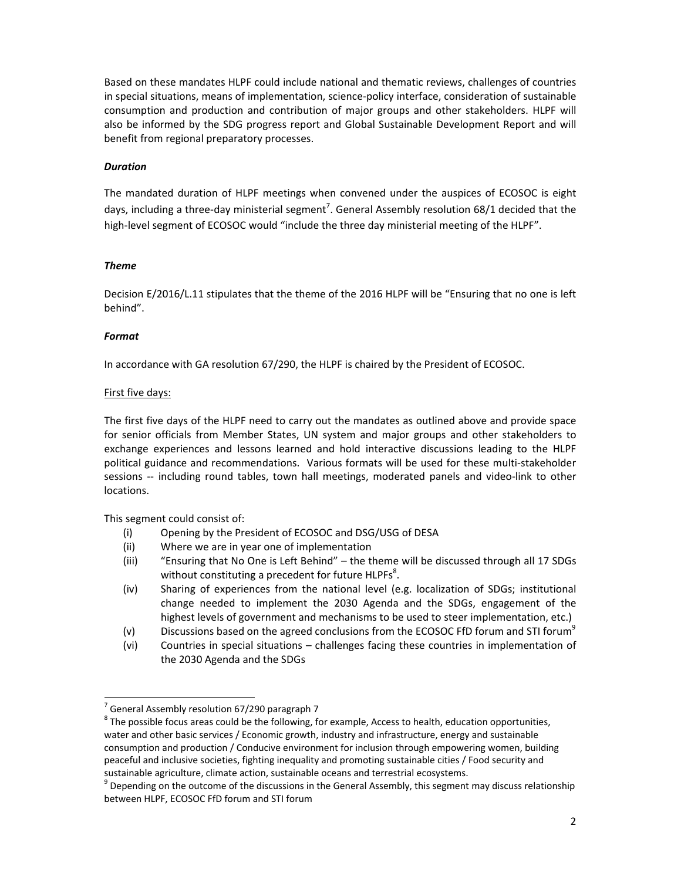Based on these mandates HLPF could include national and thematic reviews, challenges of countries in special situations, means of implementation, science-policy interface, consideration of sustainable consumption and production and contribution of major groups and other stakeholders. HLPF will also be informed by the SDG progress report and Global Sustainable Development Report and will benefit from regional preparatory processes.

***Duration***

The mandated duration of HLPF meetings when convened under the auspices of ECOSOC is eight days, including a three-day ministerial segment[7]. General Assembly resolution 68/1 decided that the high-level segment of ECOSOC would "include the three day ministerial meeting of the HLPF".

***Theme***

Decision E/2016/L.11 stipulates that the theme of the 2016 HLPF will be "Ensuring that no one is left behind".

***Format***

In accordance with GA resolution 67/290, the HLPF is chaired by the President of ECOSOC.

<u>First five days:</u>

The first five days of the HLPF need to carry out the mandates as outlined above and provide space for senior officials from Member States, UN system and major groups and other stakeholders to exchange experiences and lessons learned and hold interactive discussions leading to the HLPF political guidance and recommendations. Various formats will be used for these multi-stakeholder sessions -- including round tables, town hall meetings, moderated panels and video-link to other locations.

This segment could consist of:

- (i) Opening by the President of ECOSOC and DSG/USG of DESA
- (ii) Where we are in year one of implementation
- (iii) "Ensuring that No One is Left Behind" – the theme will be discussed through all 17 SDGs without constituting a precedent for future HLPFs[8].
- (iv) Sharing of experiences from the national level (e.g. localization of SDGs; institutional change needed to implement the 2030 Agenda and the SDGs, engagement of the highest levels of government and mechanisms to be used to steer implementation, etc.)
- (v) Discussions based on the agreed conclusions from the ECOSOC FfD forum and STI forum[9]
- (vi) Countries in special situations – challenges facing these countries in implementation of the 2030 Agenda and the SDGs

---

[7] General Assembly resolution 67/290 paragraph 7

[8] The possible focus areas could be the following, for example, Access to health, education opportunities, water and other basic services / Economic growth, industry and infrastructure, energy and sustainable consumption and production / Conducive environment for inclusion through empowering women, building peaceful and inclusive societies, fighting inequality and promoting sustainable cities / Food security and sustainable agriculture, climate action, sustainable oceans and terrestrial ecosystems.

[9] Depending on the outcome of the discussions in the General Assembly, this segment may discuss relationship between HLPF, ECOSOC FfD forum and STI forum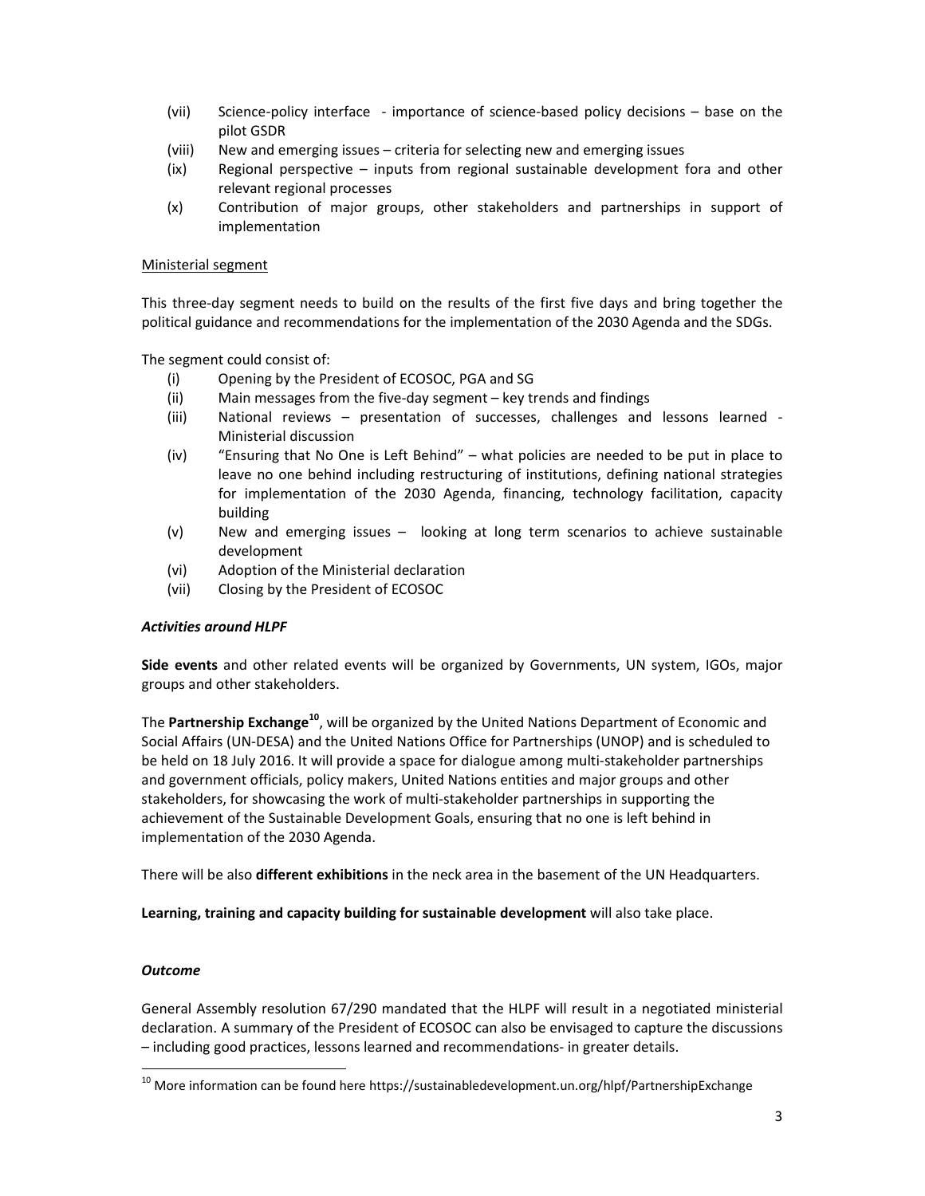(vii) Science-policy interface - importance of science-based policy decisions – base on the pilot GSDR

(viii) New and emerging issues – criteria for selecting new and emerging issues

(ix) Regional perspective – inputs from regional sustainable development fora and other relevant regional processes

(x) Contribution of major groups, other stakeholders and partnerships in support of implementation

<u>Ministerial segment</u>

This three-day segment needs to build on the results of the first five days and bring together the political guidance and recommendations for the implementation of the 2030 Agenda and the SDGs.

The segment could consist of:

(i) Opening by the President of ECOSOC, PGA and SG

(ii) Main messages from the five-day segment – key trends and findings

(iii) National reviews – presentation of successes, challenges and lessons learned - Ministerial discussion

(iv) "Ensuring that No One is Left Behind" – what policies are needed to be put in place to leave no one behind including restructuring of institutions, defining national strategies for implementation of the 2030 Agenda, financing, technology facilitation, capacity building

(v) New and emerging issues – looking at long term scenarios to achieve sustainable development

(vi) Adoption of the Ministerial declaration

(vii) Closing by the President of ECOSOC

***Activities around HLPF***

**Side events** and other related events will be organized by Governments, UN system, IGOs, major groups and other stakeholders.

The **Partnership Exchange**[10], will be organized by the United Nations Department of Economic and Social Affairs (UN-DESA) and the United Nations Office for Partnerships (UNOP) and is scheduled to be held on 18 July 2016. It will provide a space for dialogue among multi-stakeholder partnerships and government officials, policy makers, United Nations entities and major groups and other stakeholders, for showcasing the work of multi-stakeholder partnerships in supporting the achievement of the Sustainable Development Goals, ensuring that no one is left behind in implementation of the 2030 Agenda.

There will be also **different exhibitions** in the neck area in the basement of the UN Headquarters.

**Learning, training and capacity building for sustainable development** will also take place.

***Outcome***

General Assembly resolution 67/290 mandated that the HLPF will result in a negotiated ministerial declaration. A summary of the President of ECOSOC can also be envisaged to capture the discussions – including good practices, lessons learned and recommendations- in greater details.

[10] More information can be found here https://sustainabledevelopment.un.org/hlpf/PartnershipExchange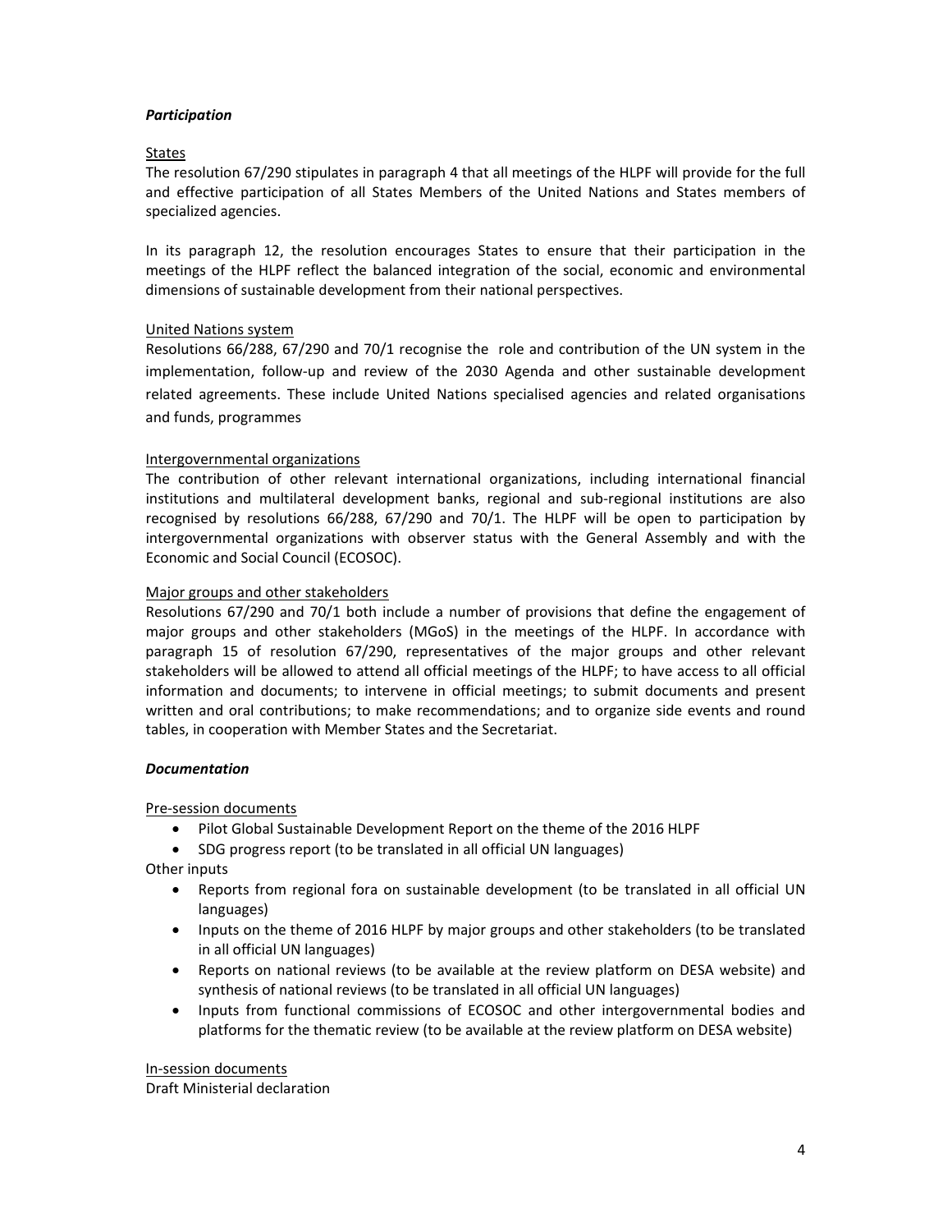***Participation***

States

The resolution 67/290 stipulates in paragraph 4 that all meetings of the HLPF will provide for the full and effective participation of all States Members of the United Nations and States members of specialized agencies.

In its paragraph 12, the resolution encourages States to ensure that their participation in the meetings of the HLPF reflect the balanced integration of the social, economic and environmental dimensions of sustainable development from their national perspectives.

United Nations system

Resolutions 66/288, 67/290 and 70/1 recognise the role and contribution of the UN system in the implementation, follow-up and review of the 2030 Agenda and other sustainable development related agreements. These include United Nations specialised agencies and related organisations and funds, programmes

Intergovernmental organizations

The contribution of other relevant international organizations, including international financial institutions and multilateral development banks, regional and sub-regional institutions are also recognised by resolutions 66/288, 67/290 and 70/1. The HLPF will be open to participation by intergovernmental organizations with observer status with the General Assembly and with the Economic and Social Council (ECOSOC).

Major groups and other stakeholders

Resolutions 67/290 and 70/1 both include a number of provisions that define the engagement of major groups and other stakeholders (MGoS) in the meetings of the HLPF. In accordance with paragraph 15 of resolution 67/290, representatives of the major groups and other relevant stakeholders will be allowed to attend all official meetings of the HLPF; to have access to all official information and documents; to intervene in official meetings; to submit documents and present written and oral contributions; to make recommendations; and to organize side events and round tables, in cooperation with Member States and the Secretariat.

***Documentation***

Pre-session documents

- Pilot Global Sustainable Development Report on the theme of the 2016 HLPF
- SDG progress report (to be translated in all official UN languages)

Other inputs

- Reports from regional fora on sustainable development (to be translated in all official UN languages)
- Inputs on the theme of 2016 HLPF by major groups and other stakeholders (to be translated in all official UN languages)
- Reports on national reviews (to be available at the review platform on DESA website) and synthesis of national reviews (to be translated in all official UN languages)
- Inputs from functional commissions of ECOSOC and other intergovernmental bodies and platforms for the thematic review (to be available at the review platform on DESA website)

In-session documents

Draft Ministerial declaration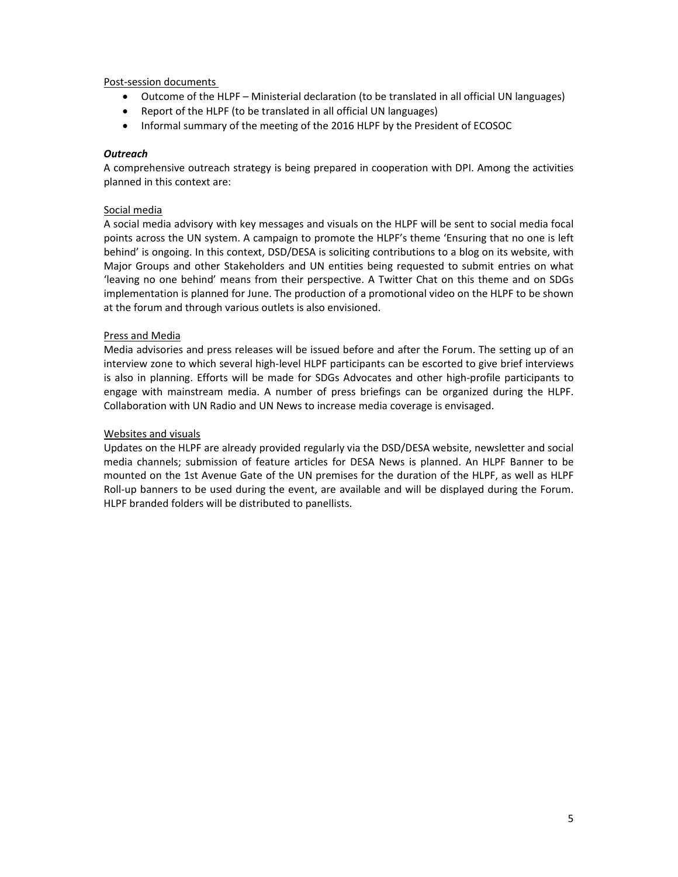Post-session documents

- Outcome of the HLPF – Ministerial declaration (to be translated in all official UN languages)
- Report of the HLPF (to be translated in all official UN languages)
- Informal summary of the meeting of the 2016 HLPF by the President of ECOSOC

***Outreach***

A comprehensive outreach strategy is being prepared in cooperation with DPI. Among the activities planned in this context are:

Social media

A social media advisory with key messages and visuals on the HLPF will be sent to social media focal points across the UN system. A campaign to promote the HLPF's theme 'Ensuring that no one is left behind' is ongoing. In this context, DSD/DESA is soliciting contributions to a blog on its website, with Major Groups and other Stakeholders and UN entities being requested to submit entries on what 'leaving no one behind' means from their perspective. A Twitter Chat on this theme and on SDGs implementation is planned for June. The production of a promotional video on the HLPF to be shown at the forum and through various outlets is also envisioned.

Press and Media

Media advisories and press releases will be issued before and after the Forum. The setting up of an interview zone to which several high-level HLPF participants can be escorted to give brief interviews is also in planning. Efforts will be made for SDGs Advocates and other high-profile participants to engage with mainstream media. A number of press briefings can be organized during the HLPF. Collaboration with UN Radio and UN News to increase media coverage is envisaged.

Websites and visuals

Updates on the HLPF are already provided regularly via the DSD/DESA website, newsletter and social media channels; submission of feature articles for DESA News is planned. An HLPF Banner to be mounted on the 1st Avenue Gate of the UN premises for the duration of the HLPF, as well as HLPF Roll-up banners to be used during the event, are available and will be displayed during the Forum. HLPF branded folders will be distributed to panellists.